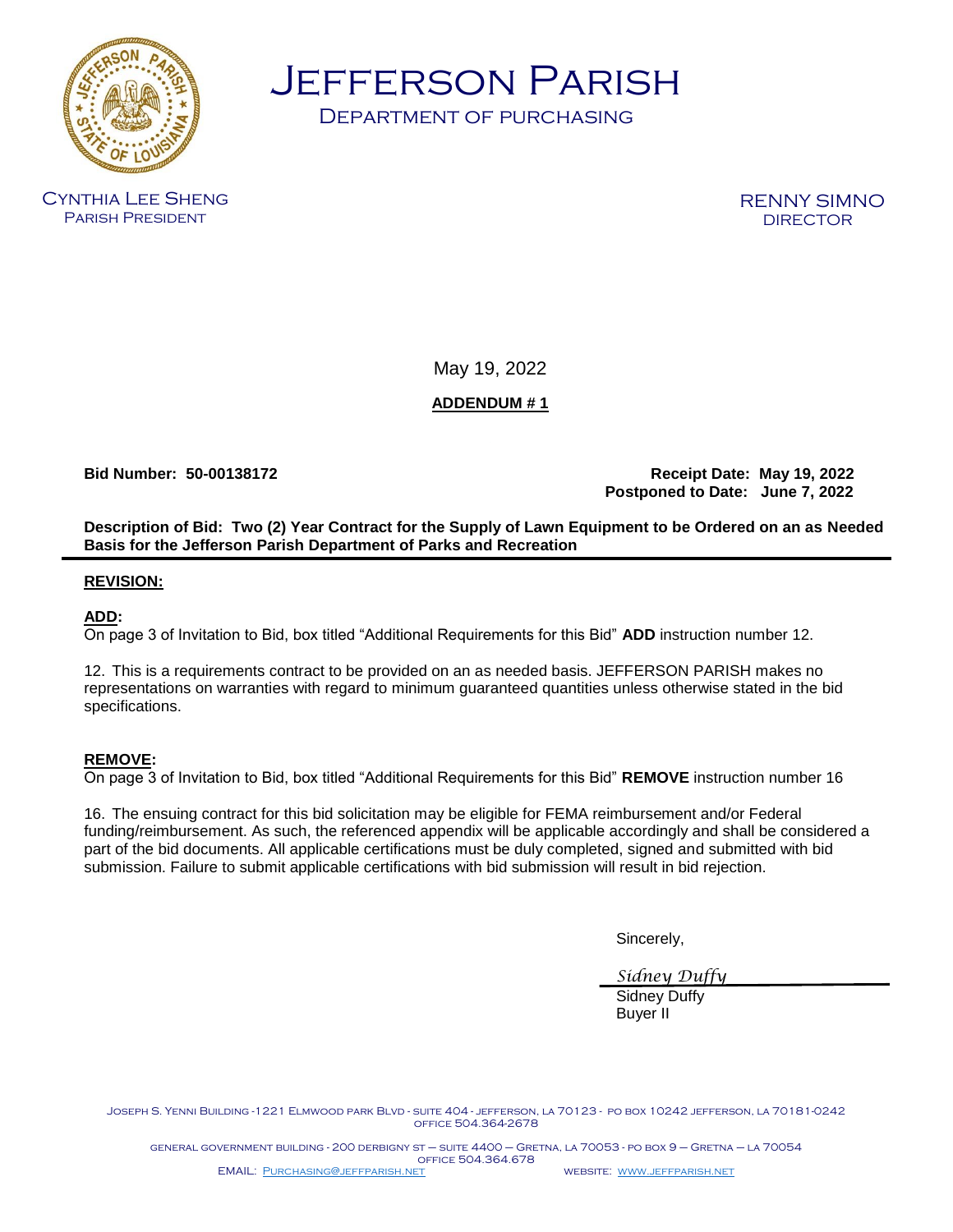# Jefferson Parish

## Department of Purchasing

Cynthia Lee Sheng
Parish President

RENNY SIMNO
DIRECTOR

May 19, 2022

**ADDENDUM # 1**

**Bid Number: 50-00138172**

**Receipt Date: May 19, 2022**
**Postponed to Date: June 7, 2022**

**Description of Bid: Two (2) Year Contract for the Supply of Lawn Equipment to be Ordered on an as Needed Basis for the Jefferson Parish Department of Parks and Recreation**

---

**REVISION:**

**ADD:**
On page 3 of Invitation to Bid, box titled "Additional Requirements for this Bid" **ADD** instruction number 12.

12. This is a requirements contract to be provided on an as needed basis. JEFFERSON PARISH makes no representations on warranties with regard to minimum guaranteed quantities unless otherwise stated in the bid specifications.

**REMOVE:**
On page 3 of Invitation to Bid, box titled "Additional Requirements for this Bid" **REMOVE** instruction number 16

16. The ensuing contract for this bid solicitation may be eligible for FEMA reimbursement and/or Federal funding/reimbursement. As such, the referenced appendix will be applicable accordingly and shall be considered a part of the bid documents. All applicable certifications must be duly completed, signed and submitted with bid submission. Failure to submit applicable certifications with bid submission will result in bid rejection.

Sincerely,

*Sidney Duffy*
Sidney Duffy
Buyer II

Joseph S. Yenni Building -1221 Elmwood park Blvd - suite 404 - jefferson, la 70123 - po box 10242 jefferson, la 70181-0242
office 504.364-2678

general government building - 200 derbigny st – suite 4400 – Gretna, la 70053 - po box 9 – Gretna – la 70054
office 504.364.678
EMAIL: Purchasing@jeffparish.net website: www.jeffparish.net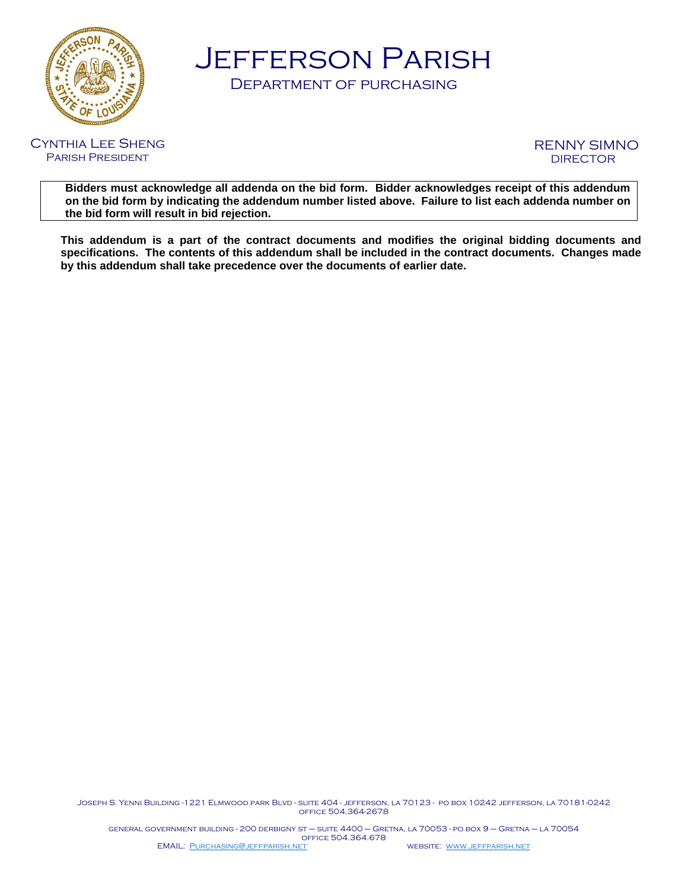# Jefferson Parish

## Department of purchasing

Cynthia Lee Sheng
Parish President

RENNY SIMNO
DIRECTOR

**Bidders must acknowledge all addenda on the bid form. Bidder acknowledges receipt of this addendum on the bid form by indicating the addendum number listed above. Failure to list each addenda number on the bid form will result in bid rejection.**

**This addendum is a part of the contract documents and modifies the original bidding documents and specifications. The contents of this addendum shall be included in the contract documents. Changes made by this addendum shall take precedence over the documents of earlier date.**

Joseph S. Yenni Building -1221 Elmwood park Blvd - suite 404 - jefferson, la 70123 - po box 10242 jefferson, la 70181-0242
office 504.364-2678

general government building - 200 derbigny st – suite 4400 – Gretna, la 70053 - po box 9 – Gretna – la 70054
office 504.364.678
EMAIL: Purchasing@jeffparish.net website: www.jeffparish.net